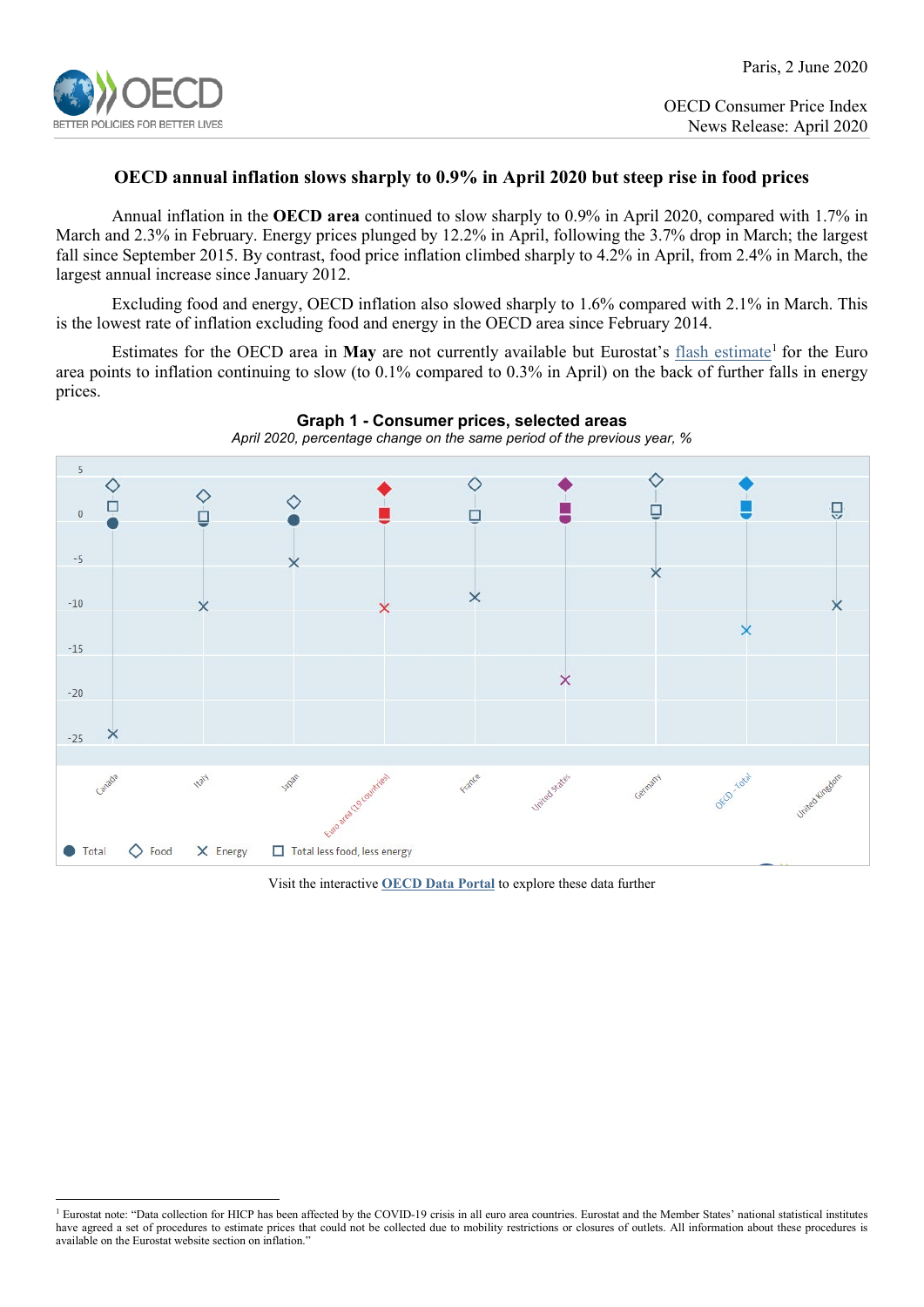Paris, 2 June 2020

OECD Consumer Price Index
News Release: April 2020

# OECD annual inflation slows sharply to 0.9% in April 2020 but steep rise in food prices

Annual inflation in the **OECD area** continued to slow sharply to 0.9% in April 2020, compared with 1.7% in March and 2.3% in February. Energy prices plunged by 12.2% in April, following the 3.7% drop in March; the largest fall since September 2015. By contrast, food price inflation climbed sharply to 4.2% in April, from 2.4% in March, the largest annual increase since January 2012.

Excluding food and energy, OECD inflation also slowed sharply to 1.6% compared with 2.1% in March. This is the lowest rate of inflation excluding food and energy in the OECD area since February 2014.

Estimates for the OECD area in **May** are not currently available but Eurostat's flash estimate[1] for the Euro area points to inflation continuing to slow (to 0.1% compared to 0.3% in April) on the back of further falls in energy prices.

**Graph 1 - Consumer prices, selected areas**

*April 2020, percentage change on the same period of the previous year, %*

Canada, Italy, Japan, Euro area (19 countries), France, United States, Germany, OECD - Total, United Kingdom

Total | Food | Energy | Total less food, less energy

Visit the interactive **OECD Data Portal** to explore these data further

[1] Eurostat note: "Data collection for HICP has been affected by the COVID-19 crisis in all euro area countries. Eurostat and the Member States' national statistical institutes have agreed a set of procedures to estimate prices that could not be collected due to mobility restrictions or closures of outlets. All information about these procedures is available on the Eurostat website section on inflation."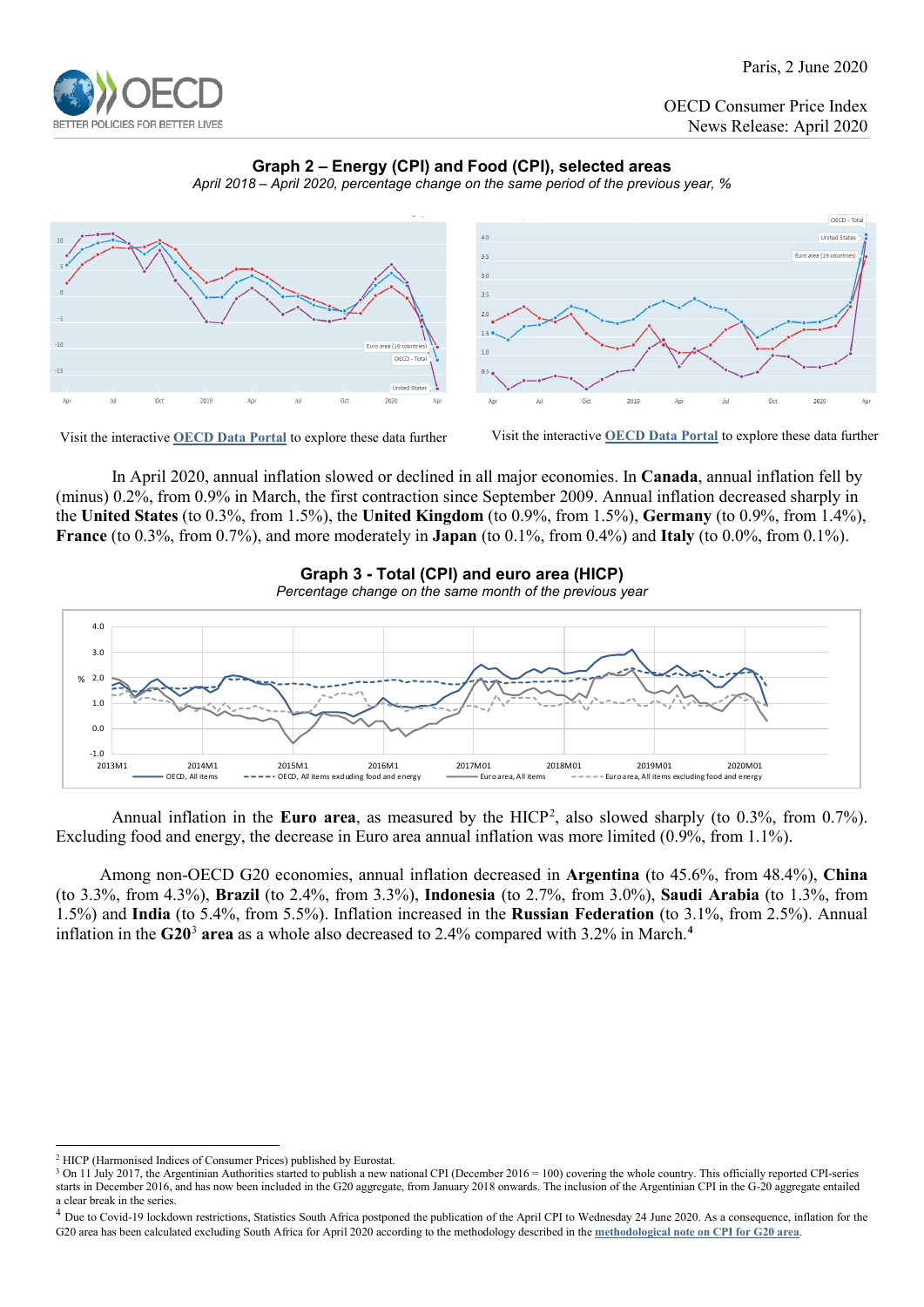### Graph 2 – Energy (CPI) and Food (CPI), selected areas

*April 2018 – April 2020, percentage change on the same period of the previous year, %*

Visit the interactive **OECD Data Portal** to explore these data further

Visit the interactive **OECD Data Portal** to explore these data further

In April 2020, annual inflation slowed or declined in all major economies. In **Canada**, annual inflation fell by (minus) 0.2%, from 0.9% in March, the first contraction since September 2009. Annual inflation decreased sharply in the **United States** (to 0.3%, from 1.5%), the **United Kingdom** (to 0.9%, from 1.5%), **Germany** (to 0.9%, from 1.4%), **France** (to 0.3%, from 0.7%), and more moderately in **Japan** (to 0.1%, from 0.4%) and **Italy** (to 0.0%, from 0.1%).

### Graph 3 - Total (CPI) and euro area (HICP)

*Percentage change on the same month of the previous year*

Annual inflation in the **Euro area**, as measured by the HICP[2], also slowed sharply (to 0.3%, from 0.7%). Excluding food and energy, the decrease in Euro area annual inflation was more limited (0.9%, from 1.1%).

Among non-OECD G20 economies, annual inflation decreased in **Argentina** (to 45.6%, from 48.4%), **China** (to 3.3%, from 4.3%), **Brazil** (to 2.4%, from 3.3%), **Indonesia** (to 2.7%, from 3.0%), **Saudi Arabia** (to 1.3%, from 1.5%) and **India** (to 5.4%, from 5.5%). Inflation increased in the **Russian Federation** (to 3.1%, from 2.5%). Annual inflation in the **G20**[3] **area** as a whole also decreased to 2.4% compared with 3.2% in March.[4]

---

[2] HICP (Harmonised Indices of Consumer Prices) published by Eurostat.

[3] On 11 July 2017, the Argentinian Authorities started to publish a new national CPI (December 2016 = 100) covering the whole country. This officially reported CPI-series starts in December 2016, and has now been included in the G20 aggregate, from January 2018 onwards. The inclusion of the Argentinian CPI in the G-20 aggregate entailed a clear break in the series.

[4] Due to Covid-19 lockdown restrictions, Statistics South Africa postponed the publication of the April CPI to Wednesday 24 June 2020. As a consequence, inflation for the G20 area has been calculated excluding South Africa for April 2020 according to the methodology described in the **methodological note on CPI for G20 area**.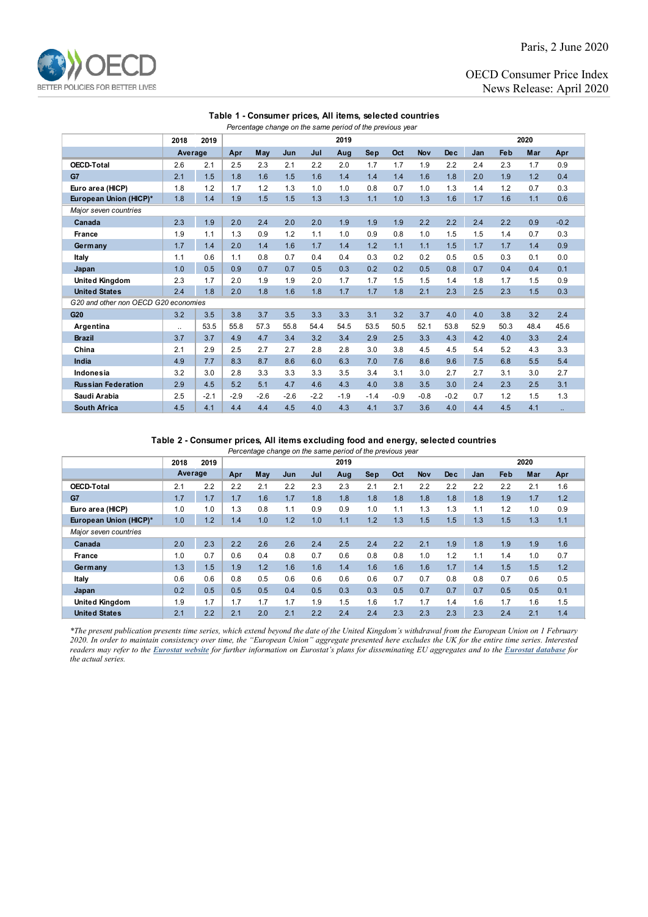Paris, 2 June 2020

OECD Consumer Price Index
News Release: April 2020

### Table 1 - Consumer prices, All items, selected countries

*Percentage change on the same period of the previous year*

| | 2018 | 2019 | 2019 | | | | | | | | | 2020 | | | |
|---|---|---|---|---|---|---|---|---|---|---|---|---|---|---|---|
| | Average | | Apr | May | Jun | Jul | Aug | Sep | Oct | Nov | Dec | Jan | Feb | Mar | Apr |
| **OECD-Total** | 2.6 | 2.1 | 2.5 | 2.3 | 2.1 | 2.2 | 2.0 | 1.7 | 1.7 | 1.9 | 2.2 | 2.4 | 2.3 | 1.7 | 0.9 |
| **G7** | 2.1 | 1.5 | 1.8 | 1.6 | 1.5 | 1.6 | 1.4 | 1.4 | 1.4 | 1.6 | 1.8 | 2.0 | 1.9 | 1.2 | 0.4 |
| **Euro area (HICP)** | 1.8 | 1.2 | 1.7 | 1.2 | 1.3 | 1.0 | 1.0 | 0.8 | 0.7 | 1.0 | 1.3 | 1.4 | 1.2 | 0.7 | 0.3 |
| **European Union (HICP)*** | 1.8 | 1.4 | 1.9 | 1.5 | 1.5 | 1.3 | 1.3 | 1.1 | 1.0 | 1.3 | 1.6 | 1.7 | 1.6 | 1.1 | 0.6 |
| *Major seven countries* | | | | | | | | | | | | | | | |
| **Canada** | 2.3 | 1.9 | 2.0 | 2.4 | 2.0 | 2.0 | 1.9 | 1.9 | 1.9 | 2.2 | 2.2 | 2.4 | 2.2 | 0.9 | -0.2 |
| **France** | 1.9 | 1.1 | 1.3 | 0.9 | 1.2 | 1.1 | 1.0 | 0.9 | 0.8 | 1.0 | 1.5 | 1.5 | 1.4 | 0.7 | 0.3 |
| **Germany** | 1.7 | 1.4 | 2.0 | 1.4 | 1.6 | 1.7 | 1.4 | 1.2 | 1.1 | 1.1 | 1.5 | 1.7 | 1.7 | 1.4 | 0.9 |
| **Italy** | 1.1 | 0.6 | 1.1 | 0.8 | 0.7 | 0.4 | 0.4 | 0.3 | 0.2 | 0.2 | 0.5 | 0.5 | 0.3 | 0.1 | 0.0 |
| **Japan** | 1.0 | 0.5 | 0.9 | 0.7 | 0.7 | 0.5 | 0.3 | 0.2 | 0.2 | 0.5 | 0.8 | 0.7 | 0.4 | 0.4 | 0.1 |
| **United Kingdom** | 2.3 | 1.7 | 2.0 | 1.9 | 1.9 | 2.0 | 1.7 | 1.7 | 1.5 | 1.5 | 1.4 | 1.8 | 1.7 | 1.5 | 0.9 |
| **United States** | 2.4 | 1.8 | 2.0 | 1.8 | 1.6 | 1.8 | 1.7 | 1.7 | 1.8 | 2.1 | 2.3 | 2.5 | 2.3 | 1.5 | 0.3 |
| *G20 and other non OECD G20 economies* | | | | | | | | | | | | | | | |
| **G20** | 3.2 | 3.5 | 3.8 | 3.7 | 3.5 | 3.3 | 3.3 | 3.1 | 3.2 | 3.7 | 4.0 | 4.0 | 3.8 | 3.2 | 2.4 |
| **Argentina** | .. | 53.5 | 55.8 | 57.3 | 55.8 | 54.4 | 54.5 | 53.5 | 50.5 | 52.1 | 53.8 | 52.9 | 50.3 | 48.4 | 45.6 |
| **Brazil** | 3.7 | 3.7 | 4.9 | 4.7 | 3.4 | 3.2 | 3.4 | 2.9 | 2.5 | 3.3 | 4.3 | 4.2 | 4.0 | 3.3 | 2.4 |
| **China** | 2.1 | 2.9 | 2.5 | 2.7 | 2.7 | 2.8 | 2.8 | 3.0 | 3.8 | 4.5 | 4.5 | 5.4 | 5.2 | 4.3 | 3.3 |
| **India** | 4.9 | 7.7 | 8.3 | 8.7 | 8.6 | 6.0 | 6.3 | 7.0 | 7.6 | 8.6 | 9.6 | 7.5 | 6.8 | 5.5 | 5.4 |
| **Indonesia** | 3.2 | 3.0 | 2.8 | 3.3 | 3.3 | 3.3 | 3.5 | 3.4 | 3.1 | 3.0 | 2.7 | 2.7 | 3.1 | 3.0 | 2.7 |
| **Russian Federation** | 2.9 | 4.5 | 5.2 | 5.1 | 4.7 | 4.6 | 4.3 | 4.0 | 3.8 | 3.5 | 3.0 | 2.4 | 2.3 | 2.5 | 3.1 |
| **Saudi Arabia** | 2.5 | -2.1 | -2.9 | -2.6 | -2.6 | -2.2 | -1.9 | -1.4 | -0.9 | -0.8 | -0.2 | 0.7 | 1.2 | 1.5 | 1.3 |
| **South Africa** | 4.5 | 4.1 | 4.4 | 4.4 | 4.5 | 4.0 | 4.3 | 4.1 | 3.7 | 3.6 | 4.0 | 4.4 | 4.5 | 4.1 | .. |

### Table 2 - Consumer prices, All items excluding food and energy, selected countries

*Percentage change on the same period of the previous year*

| | 2018 | 2019 | 2019 | | | | | | | | | 2020 | | | |
|---|---|---|---|---|---|---|---|---|---|---|---|---|---|---|---|
| | Average | | Apr | May | Jun | Jul | Aug | Sep | Oct | Nov | Dec | Jan | Feb | Mar | Apr |
| **OECD-Total** | 2.1 | 2.2 | 2.2 | 2.1 | 2.2 | 2.3 | 2.3 | 2.1 | 2.1 | 2.2 | 2.2 | 2.2 | 2.2 | 2.1 | 1.6 |
| **G7** | 1.7 | 1.7 | 1.7 | 1.6 | 1.7 | 1.8 | 1.8 | 1.8 | 1.8 | 1.8 | 1.8 | 1.8 | 1.9 | 1.7 | 1.2 |
| **Euro area (HICP)** | 1.0 | 1.0 | 1.3 | 0.8 | 1.1 | 0.9 | 0.9 | 1.0 | 1.1 | 1.3 | 1.3 | 1.1 | 1.2 | 1.0 | 0.9 |
| **European Union (HICP)*** | 1.0 | 1.2 | 1.4 | 1.0 | 1.2 | 1.0 | 1.1 | 1.2 | 1.3 | 1.5 | 1.5 | 1.3 | 1.5 | 1.3 | 1.1 |
| *Major seven countries* | | | | | | | | | | | | | | | |
| **Canada** | 2.0 | 2.3 | 2.2 | 2.6 | 2.6 | 2.4 | 2.5 | 2.4 | 2.2 | 2.1 | 1.9 | 1.8 | 1.9 | 1.9 | 1.6 |
| **France** | 1.0 | 0.7 | 0.6 | 0.4 | 0.8 | 0.7 | 0.6 | 0.8 | 0.8 | 1.0 | 1.2 | 1.1 | 1.4 | 1.0 | 0.7 |
| **Germany** | 1.3 | 1.5 | 1.9 | 1.2 | 1.6 | 1.6 | 1.4 | 1.6 | 1.6 | 1.6 | 1.7 | 1.4 | 1.5 | 1.5 | 1.2 |
| **Italy** | 0.6 | 0.6 | 0.8 | 0.5 | 0.6 | 0.6 | 0.6 | 0.6 | 0.7 | 0.7 | 0.8 | 0.8 | 0.7 | 0.6 | 0.5 |
| **Japan** | 0.2 | 0.5 | 0.5 | 0.5 | 0.4 | 0.5 | 0.3 | 0.3 | 0.5 | 0.7 | 0.7 | 0.7 | 0.5 | 0.5 | 0.1 |
| **United Kingdom** | 1.9 | 1.7 | 1.7 | 1.7 | 1.7 | 1.9 | 1.5 | 1.6 | 1.7 | 1.7 | 1.4 | 1.6 | 1.7 | 1.6 | 1.5 |
| **United States** | 2.1 | 2.2 | 2.1 | 2.0 | 2.1 | 2.2 | 2.4 | 2.4 | 2.3 | 2.3 | 2.3 | 2.3 | 2.4 | 2.1 | 1.4 |

*\*The present publication presents time series, which extend beyond the date of the United Kingdom's withdrawal from the European Union on 1 February 2020. In order to maintain consistency over time, the "European Union" aggregate presented here excludes the UK for the entire time series. Interested readers may refer to the **Eurostat website** for further information on Eurostat's plans for disseminating EU aggregates and to the **Eurostat database** for the actual series.*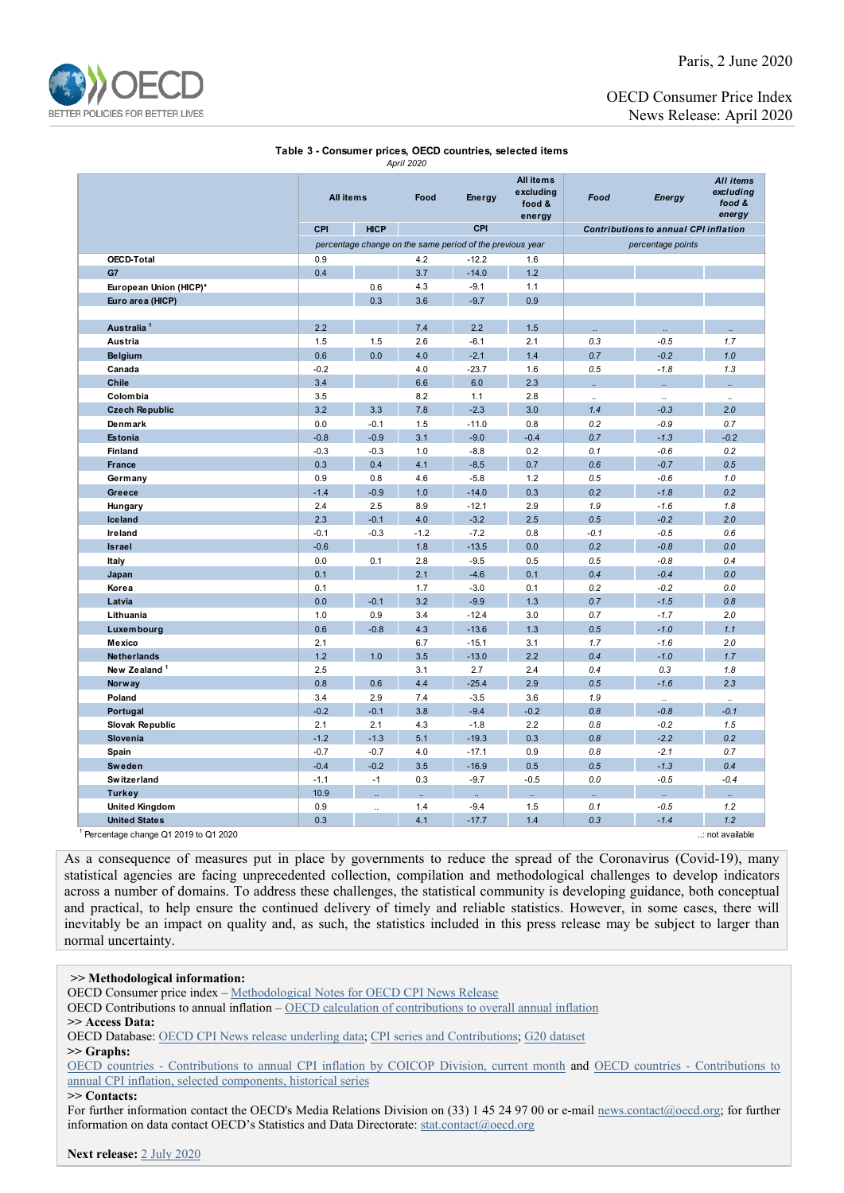Paris, 2 June 2020

OECD Consumer Price Index
News Release: April 2020

**Table 3 - Consumer prices, OECD countries, selected items**

*April 2020*

| | All items | | Food | Energy | All items excluding food & energy | *Food* | *Energy* | *All items excluding food & energy* |
|---|---|---|---|---|---|---|---|---|
| | CPI | HICP | CPI | | | *Contributions to annual CPI inflation* | | |
| | *percentage change on the same period of the previous year* | | | | | *percentage points* | | |
| OECD-Total | 0.9 | | 4.2 | -12.2 | 1.6 | | | |
| G7 | 0.4 | | 3.7 | -14.0 | 1.2 | | | |
| European Union (HICP)* | | 0.6 | 4.3 | -9.1 | 1.1 | | | |
| Euro area (HICP) | | 0.3 | 3.6 | -9.7 | 0.9 | | | |
| | | | | | | | | |
| Australia [1] | 2.2 | | 7.4 | 2.2 | 1.5 | .. | .. | .. |
| Austria | 1.5 | 1.5 | 2.6 | -6.1 | 2.1 | 0.3 | -0.5 | 1.7 |
| Belgium | 0.6 | 0.0 | 4.0 | -2.1 | 1.4 | 0.7 | -0.2 | 1.0 |
| Canada | -0.2 | | 4.0 | -23.7 | 1.6 | 0.5 | -1.8 | 1.3 |
| Chile | 3.4 | | 6.6 | 6.0 | 2.3 | .. | .. | .. |
| Colombia | 3.5 | | 8.2 | 1.1 | 2.8 | .. | .. | .. |
| Czech Republic | 3.2 | 3.3 | 7.8 | -2.3 | 3.0 | 1.4 | -0.3 | 2.0 |
| Denmark | 0.0 | -0.1 | 1.5 | -11.0 | 0.8 | 0.2 | -0.9 | 0.7 |
| Estonia | -0.8 | -0.9 | 3.1 | -9.0 | -0.4 | 0.7 | -1.3 | -0.2 |
| Finland | -0.3 | -0.3 | 1.0 | -8.8 | 0.2 | 0.1 | -0.6 | 0.2 |
| France | 0.3 | 0.4 | 4.1 | -8.5 | 0.7 | 0.6 | -0.7 | 0.5 |
| Germany | 0.9 | 0.8 | 4.6 | -5.8 | 1.2 | 0.5 | -0.6 | 1.0 |
| Greece | -1.4 | -0.9 | 1.0 | -14.0 | 0.3 | 0.2 | -1.8 | 0.2 |
| Hungary | 2.4 | 2.5 | 8.9 | -12.1 | 2.9 | 1.9 | -1.6 | 1.8 |
| Iceland | 2.3 | -0.1 | 4.0 | -3.2 | 2.5 | 0.5 | -0.2 | 2.0 |
| Ireland | -0.1 | -0.3 | -1.2 | -7.2 | 0.8 | -0.1 | -0.5 | 0.6 |
| Israel | -0.6 | | 1.8 | -13.5 | 0.0 | 0.2 | -0.8 | 0.0 |
| Italy | 0.0 | 0.1 | 2.8 | -9.5 | 0.5 | 0.5 | -0.8 | 0.4 |
| Japan | 0.1 | | 2.1 | -4.6 | 0.1 | 0.4 | -0.4 | 0.0 |
| Korea | 0.1 | | 1.7 | -3.0 | 0.1 | 0.2 | -0.2 | 0.0 |
| Latvia | 0.0 | -0.1 | 3.2 | -9.9 | 1.3 | 0.7 | -1.5 | 0.8 |
| Lithuania | 1.0 | 0.9 | 3.4 | -12.4 | 3.0 | 0.7 | -1.7 | 2.0 |
| Luxembourg | 0.6 | -0.8 | 4.3 | -13.6 | 1.3 | 0.5 | -1.0 | 1.1 |
| Mexico | 2.1 | | 6.7 | -15.1 | 3.1 | 1.7 | -1.6 | 2.0 |
| Netherlands | 1.2 | 1.0 | 3.5 | -13.0 | 2.2 | 0.4 | -1.0 | 1.7 |
| New Zealand [1] | 2.5 | | 3.1 | 2.7 | 2.4 | 0.4 | 0.3 | 1.8 |
| Norway | 0.8 | 0.6 | 4.4 | -25.4 | 2.9 | 0.5 | -1.6 | 2.3 |
| Poland | 3.4 | 2.9 | 7.4 | -3.5 | 3.6 | 1.9 | .. | .. |
| Portugal | -0.2 | -0.1 | 3.8 | -9.4 | -0.2 | 0.8 | -0.8 | -0.1 |
| Slovak Republic | 2.1 | 2.1 | 4.3 | -1.8 | 2.2 | 0.8 | -0.2 | 1.5 |
| Slovenia | -1.2 | -1.3 | 5.1 | -19.3 | 0.3 | 0.8 | -2.2 | 0.2 |
| Spain | -0.7 | -0.7 | 4.0 | -17.1 | 0.9 | 0.8 | -2.1 | 0.7 |
| Sweden | -0.4 | -0.2 | 3.5 | -16.9 | 0.5 | 0.5 | -1.3 | 0.4 |
| Switzerland | -1.1 | -1 | 0.3 | -9.7 | -0.5 | 0.0 | -0.5 | -0.4 |
| Turkey | 10.9 | .. | .. | .. | .. | .. | .. | .. |
| United Kingdom | 0.9 | .. | 1.4 | -9.4 | 1.5 | 0.1 | -0.5 | 1.2 |
| United States | 0.3 | | 4.1 | -17.7 | 1.4 | 0.3 | -1.4 | 1.2 |

[1] Percentage change Q1 2019 to Q1 2020

..: not available

As a consequence of measures put in place by governments to reduce the spread of the Coronavirus (Covid-19), many statistical agencies are facing unprecedented collection, compilation and methodological challenges to develop indicators across a number of domains. To address these challenges, the statistical community is developing guidance, both conceptual and practical, to help ensure the continued delivery of timely and reliable statistics. However, in some cases, there will inevitably be an impact on quality and, as such, the statistics included in this press release may be subject to larger than normal uncertainty.

**>> Methodological information:**

OECD Consumer price index – [Methodological Notes for OECD CPI News Release]

OECD Contributions to annual inflation – [OECD calculation of contributions to overall annual inflation]

**>> Access Data:**

OECD Database: [OECD CPI News release underling data]; [CPI series and Contributions]; [G20 dataset]

**>> Graphs:**

[OECD countries - Contributions to annual CPI inflation by COICOP Division, current month] and [OECD countries - Contributions to annual CPI inflation, selected components, historical series]

**>> Contacts:**

For further information contact the OECD's Media Relations Division on (33) 1 45 24 97 00 or e-mail news.contact@oecd.org; for further information on data contact OECD's Statistics and Data Directorate: stat.contact@oecd.org

**Next release:** 2 July 2020